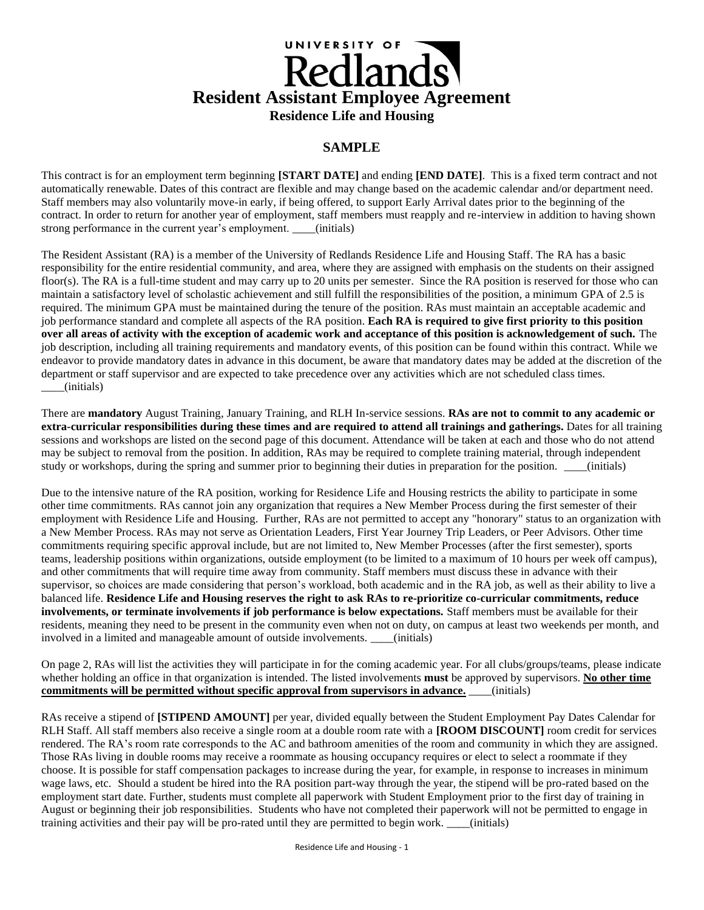UNIVERSITY OF Redlands

# Resident Assistant Employee Agreement

## Residence Life and Housing

## SAMPLE

This contract is for an employment term beginning **[START DATE]** and ending **[END DATE]**. This is a fixed term contract and not automatically renewable. Dates of this contract are flexible and may change based on the academic calendar and/or department need. Staff members may also voluntarily move-in early, if being offered, to support Early Arrival dates prior to the beginning of the contract. In order to return for another year of employment, staff members must reapply and re-interview in addition to having shown strong performance in the current year's employment. ____(initials)

The Resident Assistant (RA) is a member of the University of Redlands Residence Life and Housing Staff. The RA has a basic responsibility for the entire residential community, and area, where they are assigned with emphasis on the students on their assigned floor(s). The RA is a full-time student and may carry up to 20 units per semester. Since the RA position is reserved for those who can maintain a satisfactory level of scholastic achievement and still fulfill the responsibilities of the position, a minimum GPA of 2.5 is required. The minimum GPA must be maintained during the tenure of the position. RAs must maintain an acceptable academic and job performance standard and complete all aspects of the RA position. **Each RA is required to give first priority to this position over all areas of activity with the exception of academic work and acceptance of this position is acknowledgement of such.** The job description, including all training requirements and mandatory events, of this position can be found within this contract. While we endeavor to provide mandatory dates in advance in this document, be aware that mandatory dates may be added at the discretion of the department or staff supervisor and are expected to take precedence over any activities which are not scheduled class times. ____(initials)

There are **mandatory** August Training, January Training, and RLH In-service sessions. **RAs are not to commit to any academic or extra-curricular responsibilities during these times and are required to attend all trainings and gatherings.** Dates for all training sessions and workshops are listed on the second page of this document. Attendance will be taken at each and those who do not attend may be subject to removal from the position. In addition, RAs may be required to complete training material, through independent study or workshops, during the spring and summer prior to beginning their duties in preparation for the position. ____(initials)

Due to the intensive nature of the RA position, working for Residence Life and Housing restricts the ability to participate in some other time commitments. RAs cannot join any organization that requires a New Member Process during the first semester of their employment with Residence Life and Housing. Further, RAs are not permitted to accept any "honorary" status to an organization with a New Member Process. RAs may not serve as Orientation Leaders, First Year Journey Trip Leaders, or Peer Advisors. Other time commitments requiring specific approval include, but are not limited to, New Member Processes (after the first semester), sports teams, leadership positions within organizations, outside employment (to be limited to a maximum of 10 hours per week off campus), and other commitments that will require time away from community. Staff members must discuss these in advance with their supervisor, so choices are made considering that person's workload, both academic and in the RA job, as well as their ability to live a balanced life. **Residence Life and Housing reserves the right to ask RAs to re-prioritize co-curricular commitments, reduce involvements, or terminate involvements if job performance is below expectations.** Staff members must be available for their residents, meaning they need to be present in the community even when not on duty, on campus at least two weekends per month, and involved in a limited and manageable amount of outside involvements. ____(initials)

On page 2, RAs will list the activities they will participate in for the coming academic year. For all clubs/groups/teams, please indicate whether holding an office in that organization is intended. The listed involvements **must** be approved by supervisors. **<u>No other time commitments will be permitted without specific approval from supervisors in advance.</u>** ____(initials)

RAs receive a stipend of **[STIPEND AMOUNT]** per year, divided equally between the Student Employment Pay Dates Calendar for RLH Staff. All staff members also receive a single room at a double room rate with a **[ROOM DISCOUNT]** room credit for services rendered. The RA's room rate corresponds to the AC and bathroom amenities of the room and community in which they are assigned. Those RAs living in double rooms may receive a roommate as housing occupancy requires or elect to select a roommate if they choose. It is possible for staff compensation packages to increase during the year, for example, in response to increases in minimum wage laws, etc. Should a student be hired into the RA position part-way through the year, the stipend will be pro-rated based on the employment start date. Further, students must complete all paperwork with Student Employment prior to the first day of training in August or beginning their job responsibilities. Students who have not completed their paperwork will not be permitted to engage in training activities and their pay will be pro-rated until they are permitted to begin work. ____(initials)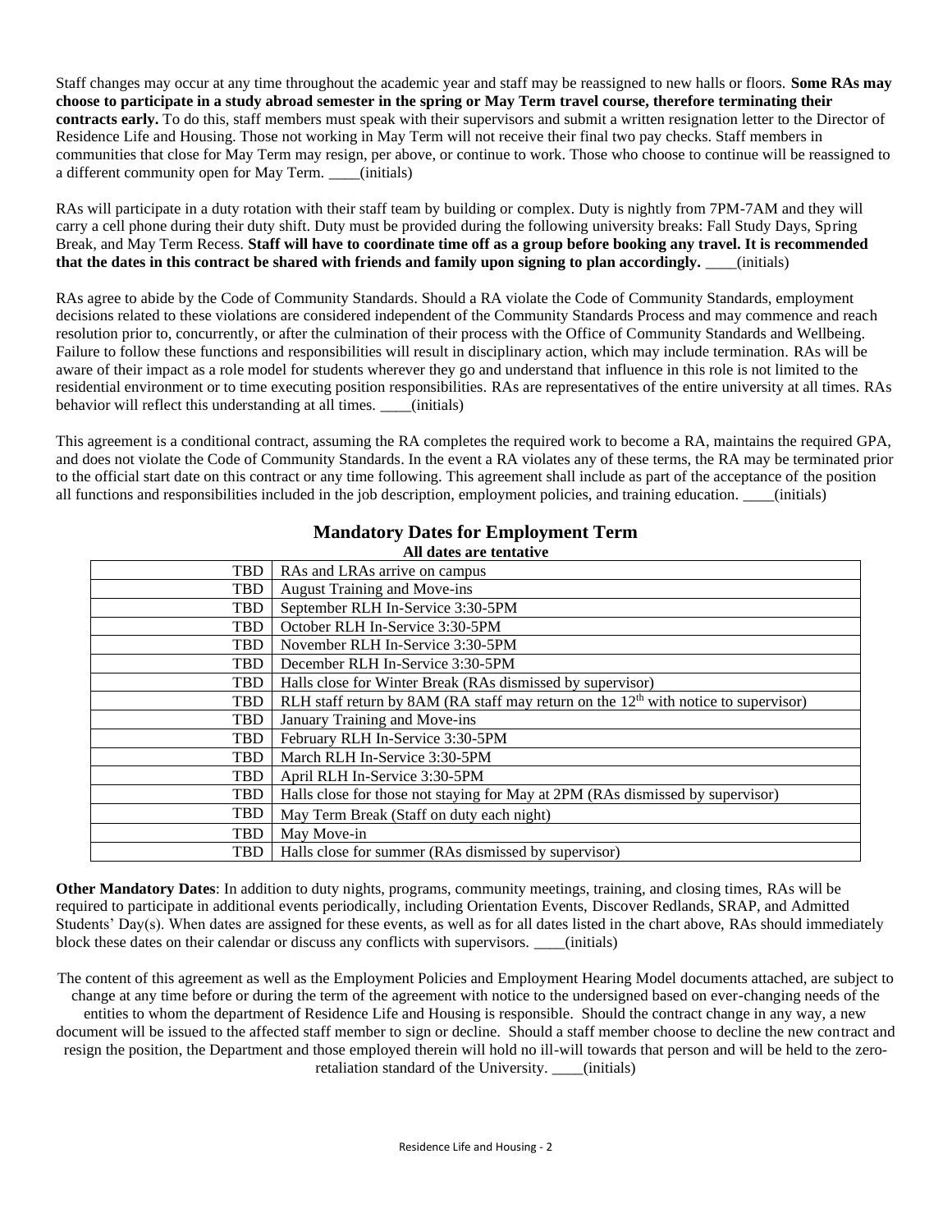Staff changes may occur at any time throughout the academic year and staff may be reassigned to new halls or floors. **Some RAs may choose to participate in a study abroad semester in the spring or May Term travel course, therefore terminating their contracts early.** To do this, staff members must speak with their supervisors and submit a written resignation letter to the Director of Residence Life and Housing. Those not working in May Term will not receive their final two pay checks. Staff members in communities that close for May Term may resign, per above, or continue to work. Those who choose to continue will be reassigned to a different community open for May Term. ____(initials)

RAs will participate in a duty rotation with their staff team by building or complex. Duty is nightly from 7PM-7AM and they will carry a cell phone during their duty shift. Duty must be provided during the following university breaks: Fall Study Days, Spring Break, and May Term Recess. **Staff will have to coordinate time off as a group before booking any travel. It is recommended that the dates in this contract be shared with friends and family upon signing to plan accordingly.** ____(initials)

RAs agree to abide by the Code of Community Standards. Should a RA violate the Code of Community Standards, employment decisions related to these violations are considered independent of the Community Standards Process and may commence and reach resolution prior to, concurrently, or after the culmination of their process with the Office of Community Standards and Wellbeing. Failure to follow these functions and responsibilities will result in disciplinary action, which may include termination. RAs will be aware of their impact as a role model for students wherever they go and understand that influence in this role is not limited to the residential environment or to time executing position responsibilities. RAs are representatives of the entire university at all times. RAs behavior will reflect this understanding at all times. ____(initials)

This agreement is a conditional contract, assuming the RA completes the required work to become a RA, maintains the required GPA, and does not violate the Code of Community Standards. In the event a RA violates any of these terms, the RA may be terminated prior to the official start date on this contract or any time following. This agreement shall include as part of the acceptance of the position all functions and responsibilities included in the job description, employment policies, and training education. ____(initials)

## Mandatory Dates for Employment Term

**All dates are tentative**

| Date | Event |
|---|---|
| TBD | RAs and LRAs arrive on campus |
| TBD | August Training and Move-ins |
| TBD | September RLH In-Service 3:30-5PM |
| TBD | October RLH In-Service 3:30-5PM |
| TBD | November RLH In-Service 3:30-5PM |
| TBD | December RLH In-Service 3:30-5PM |
| TBD | Halls close for Winter Break (RAs dismissed by supervisor) |
| TBD | RLH staff return by 8AM (RA staff may return on the 12th with notice to supervisor) |
| TBD | January Training and Move-ins |
| TBD | February RLH In-Service 3:30-5PM |
| TBD | March RLH In-Service 3:30-5PM |
| TBD | April RLH In-Service 3:30-5PM |
| TBD | Halls close for those not staying for May at 2PM (RAs dismissed by supervisor) |
| TBD | May Term Break (Staff on duty each night) |
| TBD | May Move-in |
| TBD | Halls close for summer (RAs dismissed by supervisor) |

**Other Mandatory Dates**: In addition to duty nights, programs, community meetings, training, and closing times, RAs will be required to participate in additional events periodically, including Orientation Events, Discover Redlands, SRAP, and Admitted Students' Day(s). When dates are assigned for these events, as well as for all dates listed in the chart above, RAs should immediately block these dates on their calendar or discuss any conflicts with supervisors. ____(initials)

The content of this agreement as well as the Employment Policies and Employment Hearing Model documents attached, are subject to change at any time before or during the term of the agreement with notice to the undersigned based on ever-changing needs of the entities to whom the department of Residence Life and Housing is responsible. Should the contract change in any way, a new document will be issued to the affected staff member to sign or decline. Should a staff member choose to decline the new contract and resign the position, the Department and those employed therein will hold no ill-will towards that person and will be held to the zero-retaliation standard of the University. ____(initials)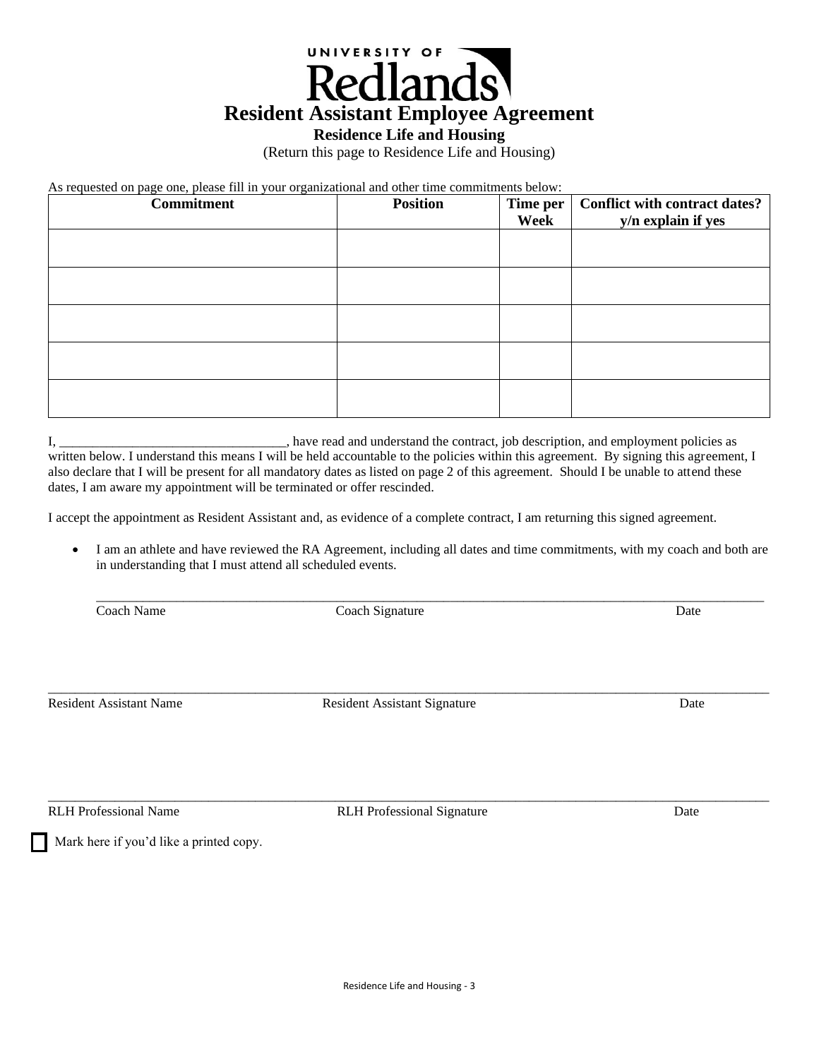UNIVERSITY OF Redlands

# Resident Assistant Employee Agreement

**Residence Life and Housing**

(Return this page to Residence Life and Housing)

As requested on page one, please fill in your organizational and other time commitments below:

| Commitment | Position | Time per Week | Conflict with contract dates? y/n explain if yes |
|---|---|---|---|
| | | | |
| | | | |
| | | | |
| | | | |
| | | | |

I, ___________________________________, have read and understand the contract, job description, and employment policies as written below. I understand this means I will be held accountable to the policies within this agreement. By signing this agreement, I also declare that I will be present for all mandatory dates as listed on page 2 of this agreement. Should I be unable to attend these dates, I am aware my appointment will be terminated or offer rescinded.

I accept the appointment as Resident Assistant and, as evidence of a complete contract, I am returning this signed agreement.

- I am an athlete and have reviewed the RA Agreement, including all dates and time commitments, with my coach and both are in understanding that I must attend all scheduled events.

_______________________________________________________________________________________________

Coach Name                    Coach Signature                    Date

_______________________________________________________________________________________________

Resident Assistant Name                    Resident Assistant Signature                    Date

_______________________________________________________________________________________________

RLH Professional Name                    RLH Professional Signature                    Date

☐ Mark here if you'd like a printed copy.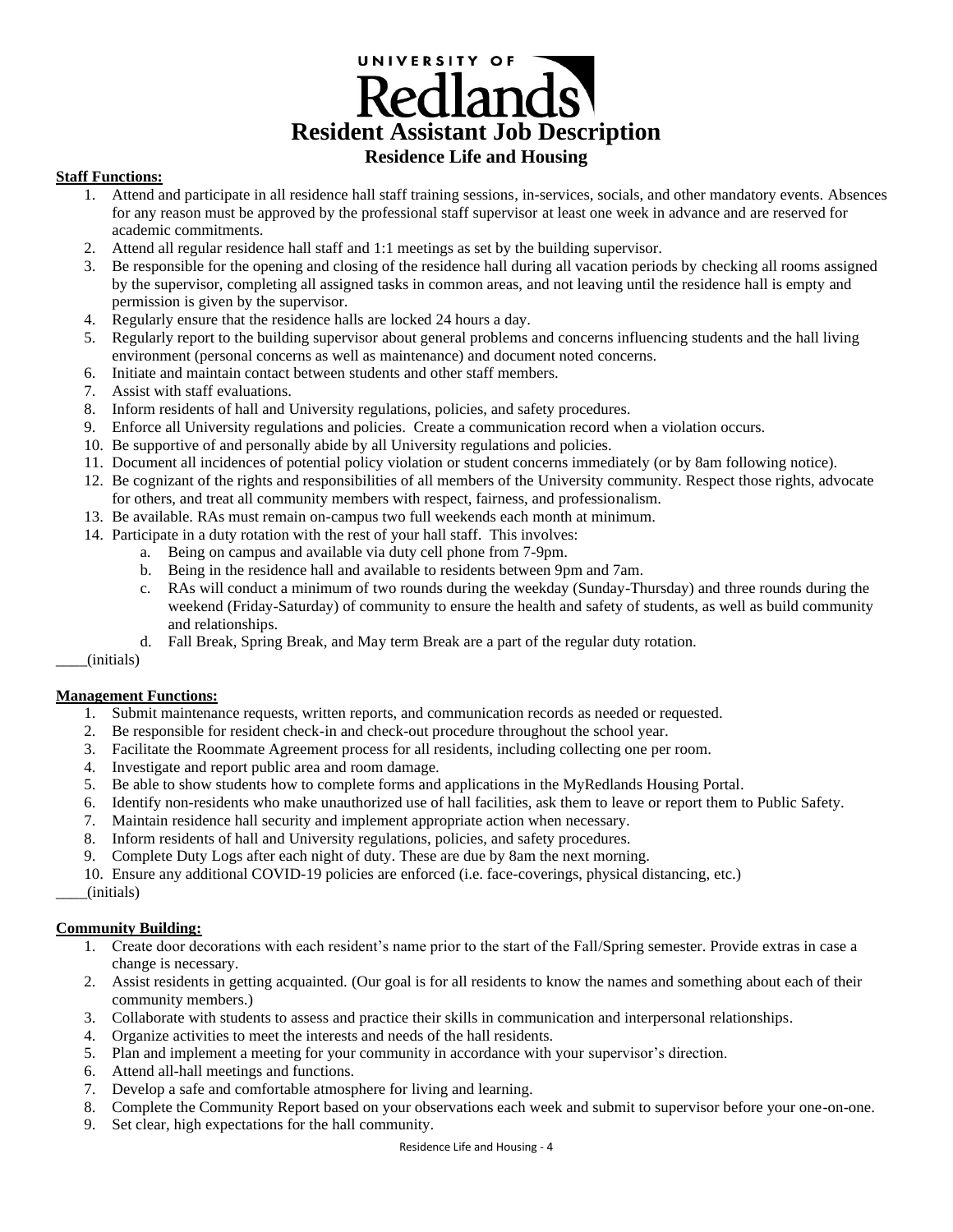UNIVERSITY OF Redlands

# Resident Assistant Job Description

## Residence Life and Housing

**Staff Functions:**

1. Attend and participate in all residence hall staff training sessions, in-services, socials, and other mandatory events. Absences for any reason must be approved by the professional staff supervisor at least one week in advance and are reserved for academic commitments.
2. Attend all regular residence hall staff and 1:1 meetings as set by the building supervisor.
3. Be responsible for the opening and closing of the residence hall during all vacation periods by checking all rooms assigned by the supervisor, completing all assigned tasks in common areas, and not leaving until the residence hall is empty and permission is given by the supervisor.
4. Regularly ensure that the residence halls are locked 24 hours a day.
5. Regularly report to the building supervisor about general problems and concerns influencing students and the hall living environment (personal concerns as well as maintenance) and document noted concerns.
6. Initiate and maintain contact between students and other staff members.
7. Assist with staff evaluations.
8. Inform residents of hall and University regulations, policies, and safety procedures.
9. Enforce all University regulations and policies. Create a communication record when a violation occurs.
10. Be supportive of and personally abide by all University regulations and policies.
11. Document all incidences of potential policy violation or student concerns immediately (or by 8am following notice).
12. Be cognizant of the rights and responsibilities of all members of the University community. Respect those rights, advocate for others, and treat all community members with respect, fairness, and professionalism.
13. Be available. RAs must remain on-campus two full weekends each month at minimum.
14. Participate in a duty rotation with the rest of your hall staff. This involves:
    a. Being on campus and available via duty cell phone from 7-9pm.
    b. Being in the residence hall and available to residents between 9pm and 7am.
    c. RAs will conduct a minimum of two rounds during the weekday (Sunday-Thursday) and three rounds during the weekend (Friday-Saturday) of community to ensure the health and safety of students, as well as build community and relationships.
    d. Fall Break, Spring Break, and May term Break are a part of the regular duty rotation.

____(initials)

**Management Functions:**

1. Submit maintenance requests, written reports, and communication records as needed or requested.
2. Be responsible for resident check-in and check-out procedure throughout the school year.
3. Facilitate the Roommate Agreement process for all residents, including collecting one per room.
4. Investigate and report public area and room damage.
5. Be able to show students how to complete forms and applications in the MyRedlands Housing Portal.
6. Identify non-residents who make unauthorized use of hall facilities, ask them to leave or report them to Public Safety.
7. Maintain residence hall security and implement appropriate action when necessary.
8. Inform residents of hall and University regulations, policies, and safety procedures.
9. Complete Duty Logs after each night of duty. These are due by 8am the next morning.
10. Ensure any additional COVID-19 policies are enforced (i.e. face-coverings, physical distancing, etc.)

____(initials)

**Community Building:**

1. Create door decorations with each resident's name prior to the start of the Fall/Spring semester. Provide extras in case a change is necessary.
2. Assist residents in getting acquainted. (Our goal is for all residents to know the names and something about each of their community members.)
3. Collaborate with students to assess and practice their skills in communication and interpersonal relationships.
4. Organize activities to meet the interests and needs of the hall residents.
5. Plan and implement a meeting for your community in accordance with your supervisor's direction.
6. Attend all-hall meetings and functions.
7. Develop a safe and comfortable atmosphere for living and learning.
8. Complete the Community Report based on your observations each week and submit to supervisor before your one-on-one.
9. Set clear, high expectations for the hall community.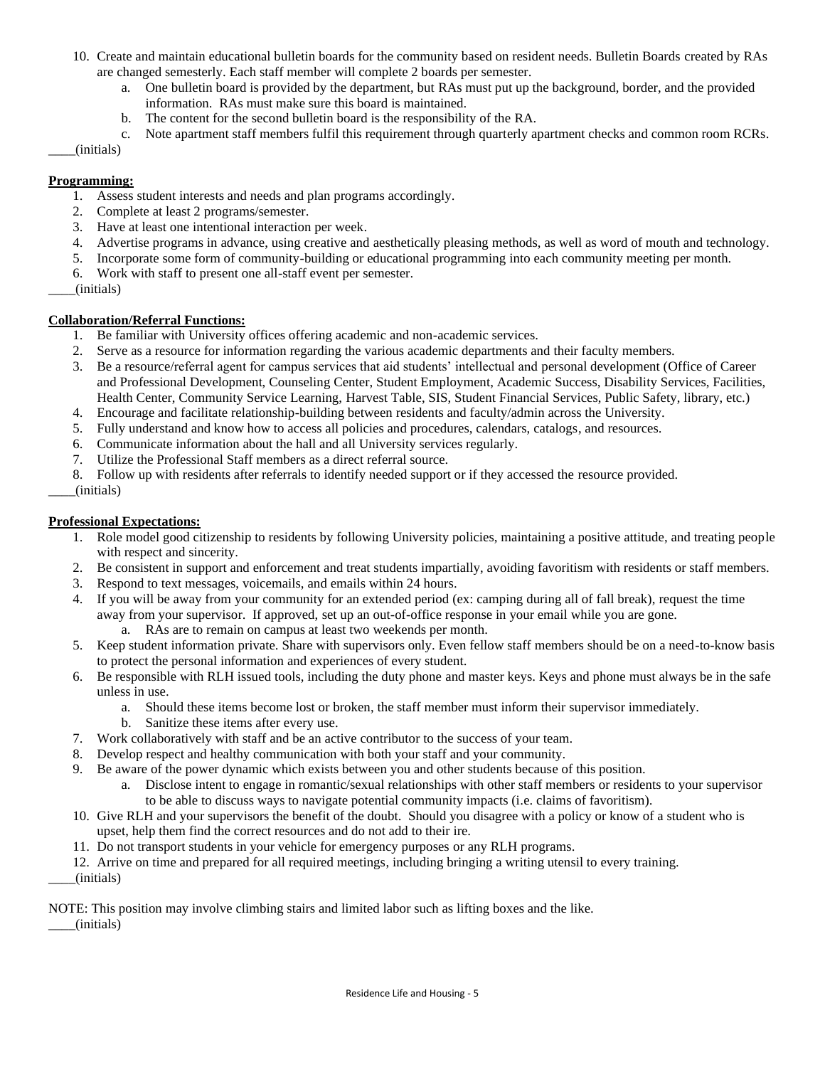10. Create and maintain educational bulletin boards for the community based on resident needs. Bulletin Boards created by RAs are changed semesterly. Each staff member will complete 2 boards per semester.
    a. One bulletin board is provided by the department, but RAs must put up the background, border, and the provided information. RAs must make sure this board is maintained.
    b. The content for the second bulletin board is the responsibility of the RA.
    c. Note apartment staff members fulfil this requirement through quarterly apartment checks and common room RCRs.

____(initials)

**Programming:**

1. Assess student interests and needs and plan programs accordingly.
2. Complete at least 2 programs/semester.
3. Have at least one intentional interaction per week.
4. Advertise programs in advance, using creative and aesthetically pleasing methods, as well as word of mouth and technology.
5. Incorporate some form of community-building or educational programming into each community meeting per month.
6. Work with staff to present one all-staff event per semester.

____(initials)

**Collaboration/Referral Functions:**

1. Be familiar with University offices offering academic and non-academic services.
2. Serve as a resource for information regarding the various academic departments and their faculty members.
3. Be a resource/referral agent for campus services that aid students' intellectual and personal development (Office of Career and Professional Development, Counseling Center, Student Employment, Academic Success, Disability Services, Facilities, Health Center, Community Service Learning, Harvest Table, SIS, Student Financial Services, Public Safety, library, etc.)
4. Encourage and facilitate relationship-building between residents and faculty/admin across the University.
5. Fully understand and know how to access all policies and procedures, calendars, catalogs, and resources.
6. Communicate information about the hall and all University services regularly.
7. Utilize the Professional Staff members as a direct referral source.
8. Follow up with residents after referrals to identify needed support or if they accessed the resource provided.

____(initials)

**Professional Expectations:**

1. Role model good citizenship to residents by following University policies, maintaining a positive attitude, and treating people with respect and sincerity.
2. Be consistent in support and enforcement and treat students impartially, avoiding favoritism with residents or staff members.
3. Respond to text messages, voicemails, and emails within 24 hours.
4. If you will be away from your community for an extended period (ex: camping during all of fall break), request the time away from your supervisor. If approved, set up an out-of-office response in your email while you are gone.
    a. RAs are to remain on campus at least two weekends per month.
5. Keep student information private. Share with supervisors only. Even fellow staff members should be on a need-to-know basis to protect the personal information and experiences of every student.
6. Be responsible with RLH issued tools, including the duty phone and master keys. Keys and phone must always be in the safe unless in use.
    a. Should these items become lost or broken, the staff member must inform their supervisor immediately.
    b. Sanitize these items after every use.
7. Work collaboratively with staff and be an active contributor to the success of your team.
8. Develop respect and healthy communication with both your staff and your community.
9. Be aware of the power dynamic which exists between you and other students because of this position.
    a. Disclose intent to engage in romantic/sexual relationships with other staff members or residents to your supervisor to be able to discuss ways to navigate potential community impacts (i.e. claims of favoritism).
10. Give RLH and your supervisors the benefit of the doubt. Should you disagree with a policy or know of a student who is upset, help them find the correct resources and do not add to their ire.
11. Do not transport students in your vehicle for emergency purposes or any RLH programs.
12. Arrive on time and prepared for all required meetings, including bringing a writing utensil to every training.

____(initials)

NOTE: This position may involve climbing stairs and limited labor such as lifting boxes and the like.

____(initials)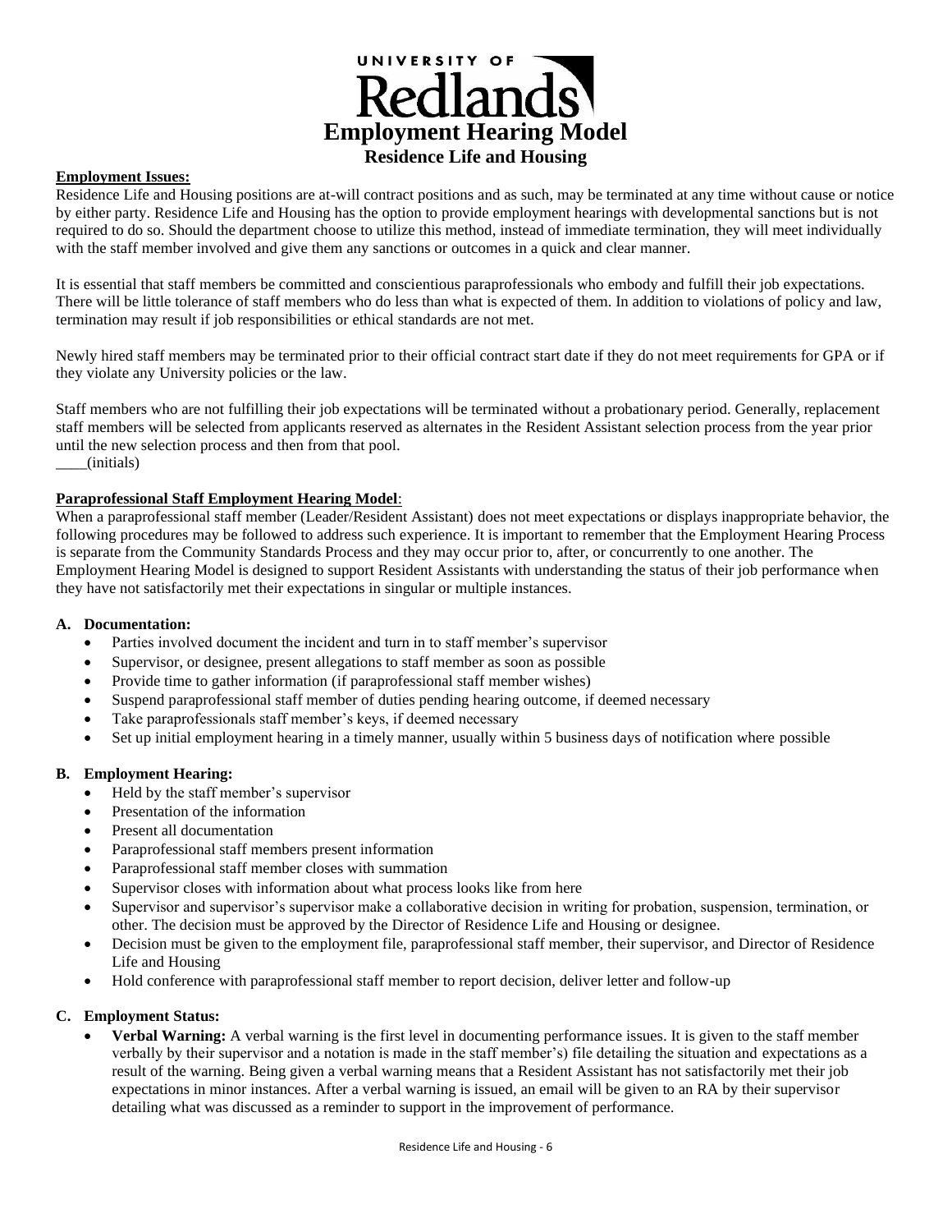UNIVERSITY OF Redlands

# Employment Hearing Model

## Residence Life and Housing

**Employment Issues:**

Residence Life and Housing positions are at-will contract positions and as such, may be terminated at any time without cause or notice by either party. Residence Life and Housing has the option to provide employment hearings with developmental sanctions but is not required to do so. Should the department choose to utilize this method, instead of immediate termination, they will meet individually with the staff member involved and give them any sanctions or outcomes in a quick and clear manner.

It is essential that staff members be committed and conscientious paraprofessionals who embody and fulfill their job expectations. There will be little tolerance of staff members who do less than what is expected of them. In addition to violations of policy and law, termination may result if job responsibilities or ethical standards are not met.

Newly hired staff members may be terminated prior to their official contract start date if they do not meet requirements for GPA or if they violate any University policies or the law.

Staff members who are not fulfilling their job expectations will be terminated without a probationary period. Generally, replacement staff members will be selected from applicants reserved as alternates in the Resident Assistant selection process from the year prior until the new selection process and then from that pool.

____(initials)

**Paraprofessional Staff Employment Hearing Model**:

When a paraprofessional staff member (Leader/Resident Assistant) does not meet expectations or displays inappropriate behavior, the following procedures may be followed to address such experience. It is important to remember that the Employment Hearing Process is separate from the Community Standards Process and they may occur prior to, after, or concurrently to one another. The Employment Hearing Model is designed to support Resident Assistants with understanding the status of their job performance when they have not satisfactorily met their expectations in singular or multiple instances.

**A. Documentation:**

- Parties involved document the incident and turn in to staff member's supervisor
- Supervisor, or designee, present allegations to staff member as soon as possible
- Provide time to gather information (if paraprofessional staff member wishes)
- Suspend paraprofessional staff member of duties pending hearing outcome, if deemed necessary
- Take paraprofessionals staff member's keys, if deemed necessary
- Set up initial employment hearing in a timely manner, usually within 5 business days of notification where possible

**B. Employment Hearing:**

- Held by the staff member's supervisor
- Presentation of the information
- Present all documentation
- Paraprofessional staff members present information
- Paraprofessional staff member closes with summation
- Supervisor closes with information about what process looks like from here
- Supervisor and supervisor's supervisor make a collaborative decision in writing for probation, suspension, termination, or other. The decision must be approved by the Director of Residence Life and Housing or designee.
- Decision must be given to the employment file, paraprofessional staff member, their supervisor, and Director of Residence Life and Housing
- Hold conference with paraprofessional staff member to report decision, deliver letter and follow-up

**C. Employment Status:**

- **Verbal Warning:** A verbal warning is the first level in documenting performance issues. It is given to the staff member verbally by their supervisor and a notation is made in the staff member's) file detailing the situation and expectations as a result of the warning. Being given a verbal warning means that a Resident Assistant has not satisfactorily met their job expectations in minor instances. After a verbal warning is issued, an email will be given to an RA by their supervisor detailing what was discussed as a reminder to support in the improvement of performance.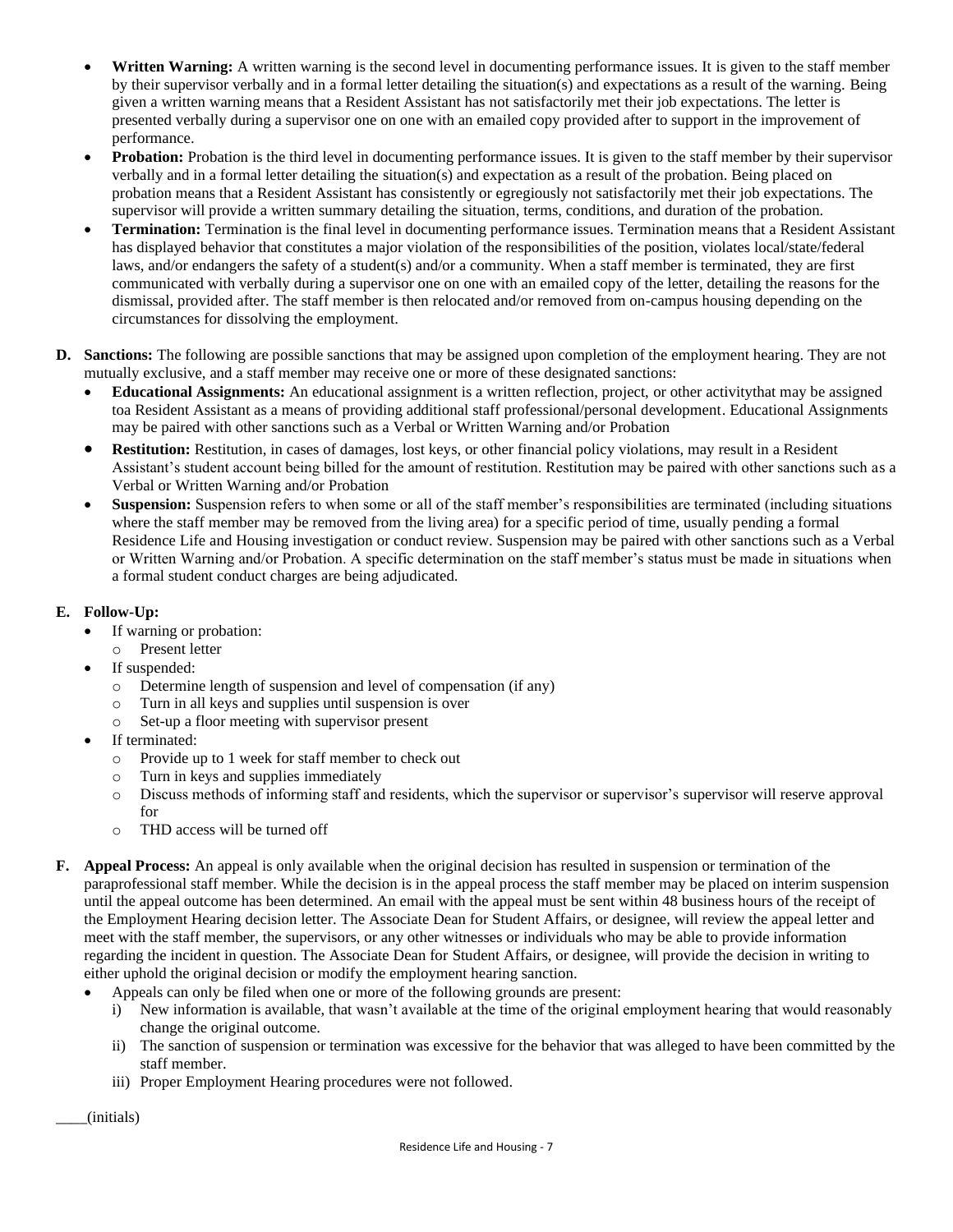- **Written Warning:** A written warning is the second level in documenting performance issues. It is given to the staff member by their supervisor verbally and in a formal letter detailing the situation(s) and expectations as a result of the warning. Being given a written warning means that a Resident Assistant has not satisfactorily met their job expectations. The letter is presented verbally during a supervisor one on one with an emailed copy provided after to support in the improvement of performance.
- **Probation:** Probation is the third level in documenting performance issues. It is given to the staff member by their supervisor verbally and in a formal letter detailing the situation(s) and expectation as a result of the probation. Being placed on probation means that a Resident Assistant has consistently or egregiously not satisfactorily met their job expectations. The supervisor will provide a written summary detailing the situation, terms, conditions, and duration of the probation.
- **Termination:** Termination is the final level in documenting performance issues. Termination means that a Resident Assistant has displayed behavior that constitutes a major violation of the responsibilities of the position, violates local/state/federal laws, and/or endangers the safety of a student(s) and/or a community. When a staff member is terminated, they are first communicated with verbally during a supervisor one on one with an emailed copy of the letter, detailing the reasons for the dismissal, provided after. The staff member is then relocated and/or removed from on-campus housing depending on the circumstances for dissolving the employment.

**D. Sanctions:** The following are possible sanctions that may be assigned upon completion of the employment hearing. They are not mutually exclusive, and a staff member may receive one or more of these designated sanctions:

- **Educational Assignments:** An educational assignment is a written reflection, project, or other activitythat may be assigned toa Resident Assistant as a means of providing additional staff professional/personal development. Educational Assignments may be paired with other sanctions such as a Verbal or Written Warning and/or Probation
- **Restitution:** Restitution, in cases of damages, lost keys, or other financial policy violations, may result in a Resident Assistant's student account being billed for the amount of restitution. Restitution may be paired with other sanctions such as a Verbal or Written Warning and/or Probation
- **Suspension:** Suspension refers to when some or all of the staff member's responsibilities are terminated (including situations where the staff member may be removed from the living area) for a specific period of time, usually pending a formal Residence Life and Housing investigation or conduct review. Suspension may be paired with other sanctions such as a Verbal or Written Warning and/or Probation. A specific determination on the staff member's status must be made in situations when a formal student conduct charges are being adjudicated.

**E. Follow-Up:**

- If warning or probation:
  - Present letter
- If suspended:
  - Determine length of suspension and level of compensation (if any)
  - Turn in all keys and supplies until suspension is over
  - Set-up a floor meeting with supervisor present
- If terminated:
  - Provide up to 1 week for staff member to check out
  - Turn in keys and supplies immediately
  - Discuss methods of informing staff and residents, which the supervisor or supervisor's supervisor will reserve approval for
  - THD access will be turned off

**F. Appeal Process:** An appeal is only available when the original decision has resulted in suspension or termination of the paraprofessional staff member. While the decision is in the appeal process the staff member may be placed on interim suspension until the appeal outcome has been determined. An email with the appeal must be sent within 48 business hours of the receipt of the Employment Hearing decision letter. The Associate Dean for Student Affairs, or designee, will review the appeal letter and meet with the staff member, the supervisors, or any other witnesses or individuals who may be able to provide information regarding the incident in question. The Associate Dean for Student Affairs, or designee, will provide the decision in writing to either uphold the original decision or modify the employment hearing sanction.

- Appeals can only be filed when one or more of the following grounds are present:
  - i) New information is available, that wasn't available at the time of the original employment hearing that would reasonably change the original outcome.
  - ii) The sanction of suspension or termination was excessive for the behavior that was alleged to have been committed by the staff member.
  - iii) Proper Employment Hearing procedures were not followed.

____(initials)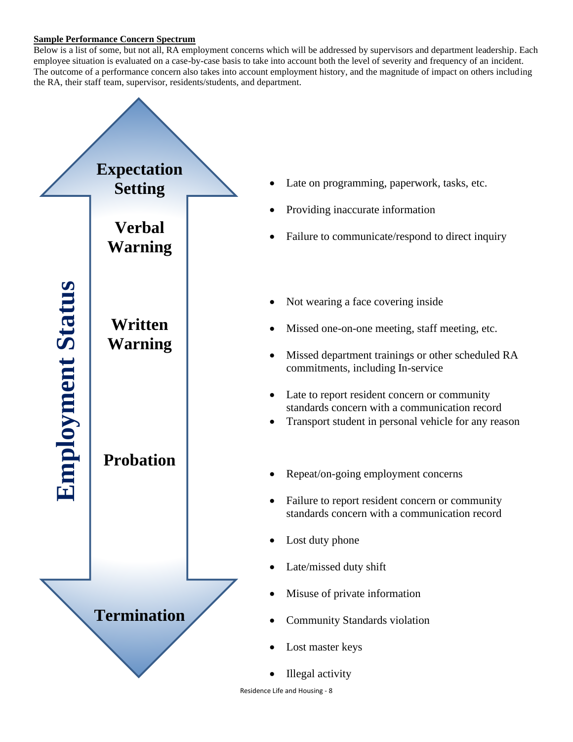**Sample Performance Concern Spectrum**

Below is a list of some, but not all, RA employment concerns which will be addressed by supervisors and department leadership. Each employee situation is evaluated on a case-by-case basis to take into account both the level of severity and frequency of an incident. The outcome of a performance concern also takes into account employment history, and the magnitude of impact on others including the RA, their staff team, supervisor, residents/students, and department.

Employment Status

Expectation Setting

Verbal Warning

Written Warning

Probation

Termination

- Late on programming, paperwork, tasks, etc.
- Providing inaccurate information
- Failure to communicate/respond to direct inquiry

- Not wearing a face covering inside
- Missed one-on-one meeting, staff meeting, etc.
- Missed department trainings or other scheduled RA commitments, including In-service
- Late to report resident concern or community standards concern with a communication record
- Transport student in personal vehicle for any reason

- Repeat/on-going employment concerns
- Failure to report resident concern or community standards concern with a communication record
- Lost duty phone
- Late/missed duty shift
- Misuse of private information
- Community Standards violation
- Lost master keys
- Illegal activity